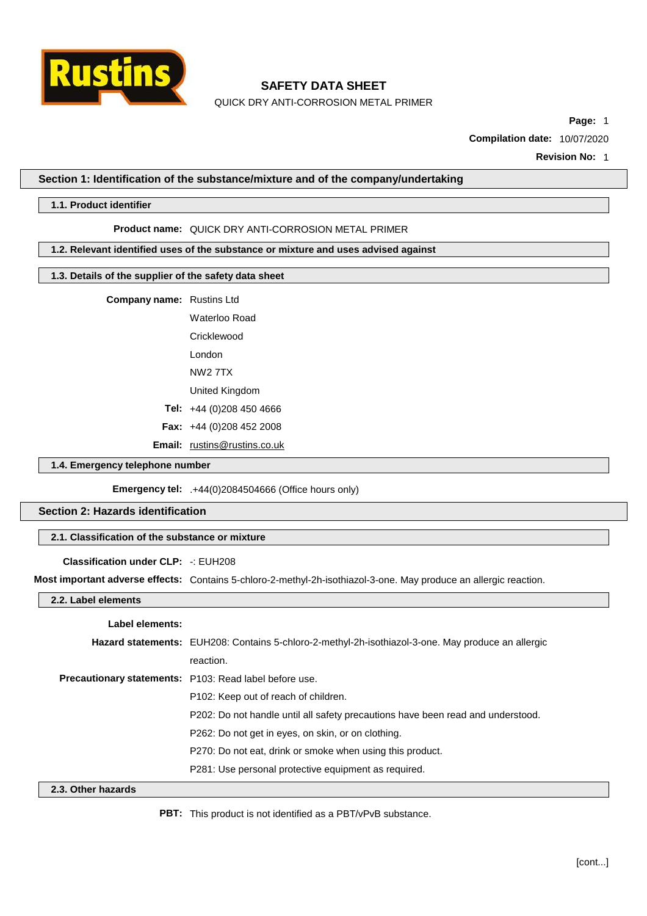# SAFETY DATA SHEET

QUICK DRY ANTI-CORROSION METAL PRIMER

**Compilation date:** 10/07/2020

**Revision No:** 1

## Section 1: Identification of the substance/mixture and of the company/undertaking

### 1.1. Product identifier

**Product name:** QUICK DRY ANTI-CORROSION METAL PRIMER

### 1.2. Relevant identified uses of the substance or mixture and uses advised against

### 1.3. Details of the supplier of the safety data sheet

**Company name:** Rustins Ltd
Waterloo Road
Cricklewood
London
NW2 7TX
United Kingdom

**Tel:** +44 (0)208 450 4666

**Fax:** +44 (0)208 452 2008

**Email:** rustins@rustins.co.uk

### 1.4. Emergency telephone number

**Emergency tel:** .+44(0)2084504666 (Office hours only)

## Section 2: Hazards identification

### 2.1. Classification of the substance or mixture

**Classification under CLP:** -: EUH208

**Most important adverse effects:** Contains 5-chloro-2-methyl-2h-isothiazol-3-one. May produce an allergic reaction.

### 2.2. Label elements

**Label elements:**

**Hazard statements:** EUH208: Contains 5-chloro-2-methyl-2h-isothiazol-3-one. May produce an allergic reaction.

**Precautionary statements:**
P103: Read label before use.
P102: Keep out of reach of children.
P202: Do not handle until all safety precautions have been read and understood.
P262: Do not get in eyes, on skin, or on clothing.
P270: Do not eat, drink or smoke when using this product.
P281: Use personal protective equipment as required.

### 2.3. Other hazards

**PBT:** This product is not identified as a PBT/vPvB substance.

[cont...]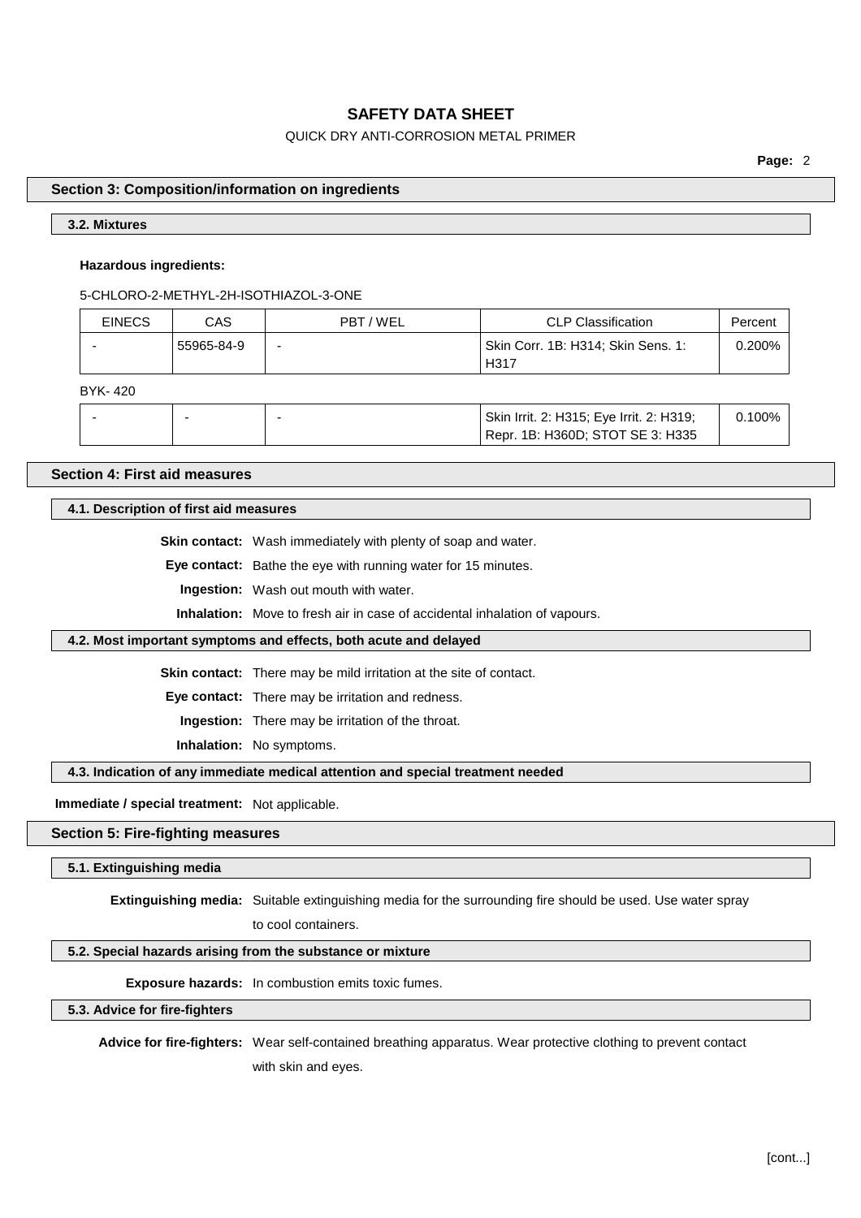## Section 3: Composition/information on ingredients

### 3.2. Mixtures

**Hazardous ingredients:**

5-CHLORO-2-METHYL-2H-ISOTHIAZOL-3-ONE

| EINECS | CAS | PBT / WEL | CLP Classification | Percent |
|---|---|---|---|---|
| - | 55965-84-9 | - | Skin Corr. 1B: H314; Skin Sens. 1: H317 | 0.200% |

BYK- 420

| EINECS | CAS | PBT / WEL | CLP Classification | Percent |
|---|---|---|---|---|
| - | - | - | Skin Irrit. 2: H315; Eye Irrit. 2: H319; Repr. 1B: H360D; STOT SE 3: H335 | 0.100% |

## Section 4: First aid measures

### 4.1. Description of first aid measures

**Skin contact:** Wash immediately with plenty of soap and water.

**Eye contact:** Bathe the eye with running water for 15 minutes.

**Ingestion:** Wash out mouth with water.

**Inhalation:** Move to fresh air in case of accidental inhalation of vapours.

### 4.2. Most important symptoms and effects, both acute and delayed

**Skin contact:** There may be mild irritation at the site of contact.

**Eye contact:** There may be irritation and redness.

**Ingestion:** There may be irritation of the throat.

**Inhalation:** No symptoms.

### 4.3. Indication of any immediate medical attention and special treatment needed

**Immediate / special treatment:** Not applicable.

## Section 5: Fire-fighting measures

### 5.1. Extinguishing media

**Extinguishing media:** Suitable extinguishing media for the surrounding fire should be used. Use water spray to cool containers.

### 5.2. Special hazards arising from the substance or mixture

**Exposure hazards:** In combustion emits toxic fumes.

### 5.3. Advice for fire-fighters

**Advice for fire-fighters:** Wear self-contained breathing apparatus. Wear protective clothing to prevent contact with skin and eyes.

[cont...]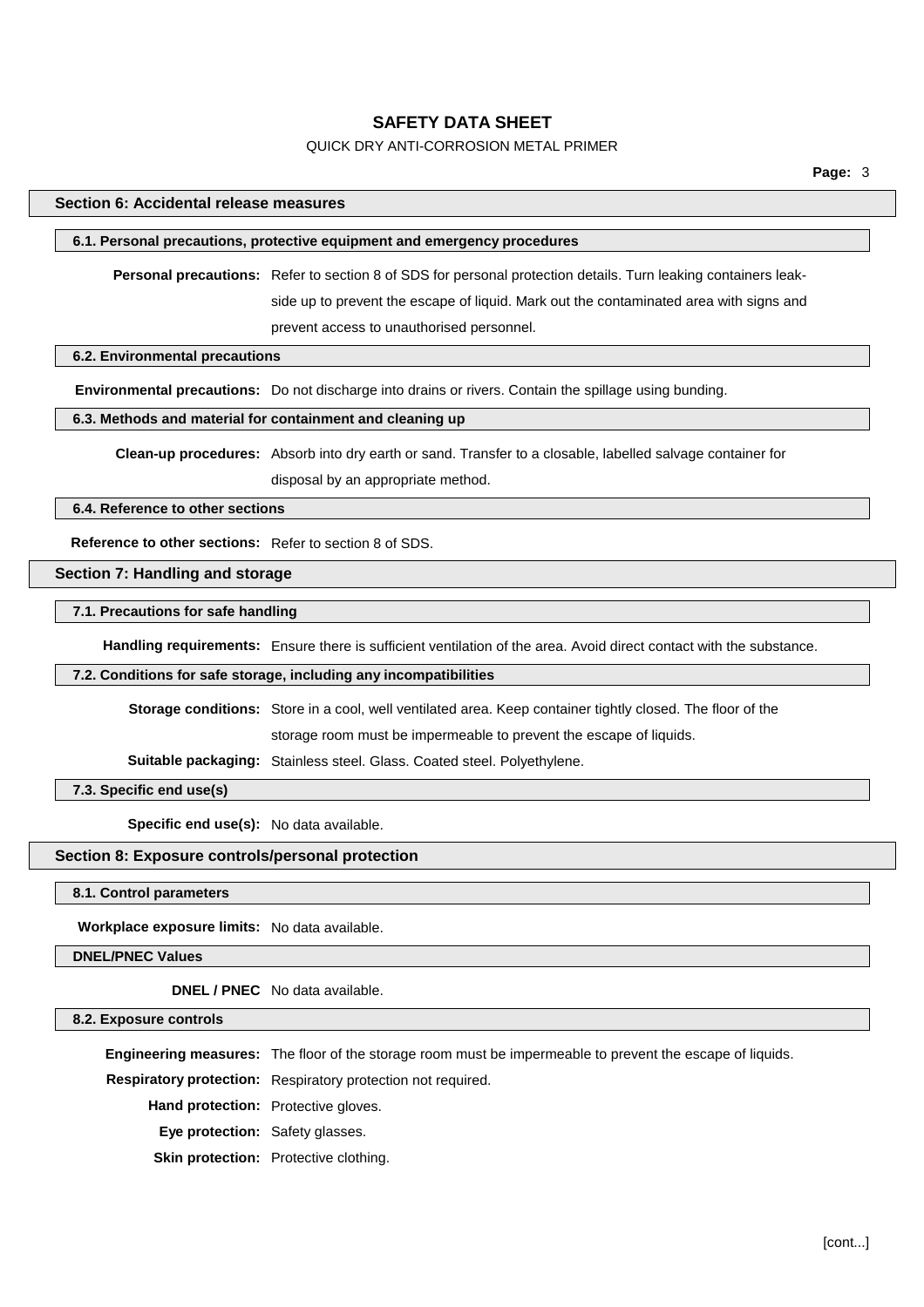## Section 6: Accidental release measures

### 6.1. Personal precautions, protective equipment and emergency procedures

**Personal precautions:** Refer to section 8 of SDS for personal protection details. Turn leaking containers leak-side up to prevent the escape of liquid. Mark out the contaminated area with signs and prevent access to unauthorised personnel.

### 6.2. Environmental precautions

**Environmental precautions:** Do not discharge into drains or rivers. Contain the spillage using bunding.

### 6.3. Methods and material for containment and cleaning up

**Clean-up procedures:** Absorb into dry earth or sand. Transfer to a closable, labelled salvage container for disposal by an appropriate method.

### 6.4. Reference to other sections

**Reference to other sections:** Refer to section 8 of SDS.

## Section 7: Handling and storage

### 7.1. Precautions for safe handling

**Handling requirements:** Ensure there is sufficient ventilation of the area. Avoid direct contact with the substance.

### 7.2. Conditions for safe storage, including any incompatibilities

**Storage conditions:** Store in a cool, well ventilated area. Keep container tightly closed. The floor of the storage room must be impermeable to prevent the escape of liquids.

**Suitable packaging:** Stainless steel. Glass. Coated steel. Polyethylene.

### 7.3. Specific end use(s)

**Specific end use(s):** No data available.

## Section 8: Exposure controls/personal protection

### 8.1. Control parameters

**Workplace exposure limits:** No data available.

### DNEL/PNEC Values

**DNEL / PNEC** No data available.

### 8.2. Exposure controls

**Engineering measures:** The floor of the storage room must be impermeable to prevent the escape of liquids.

**Respiratory protection:** Respiratory protection not required.

**Hand protection:** Protective gloves.

**Eye protection:** Safety glasses.

**Skin protection:** Protective clothing.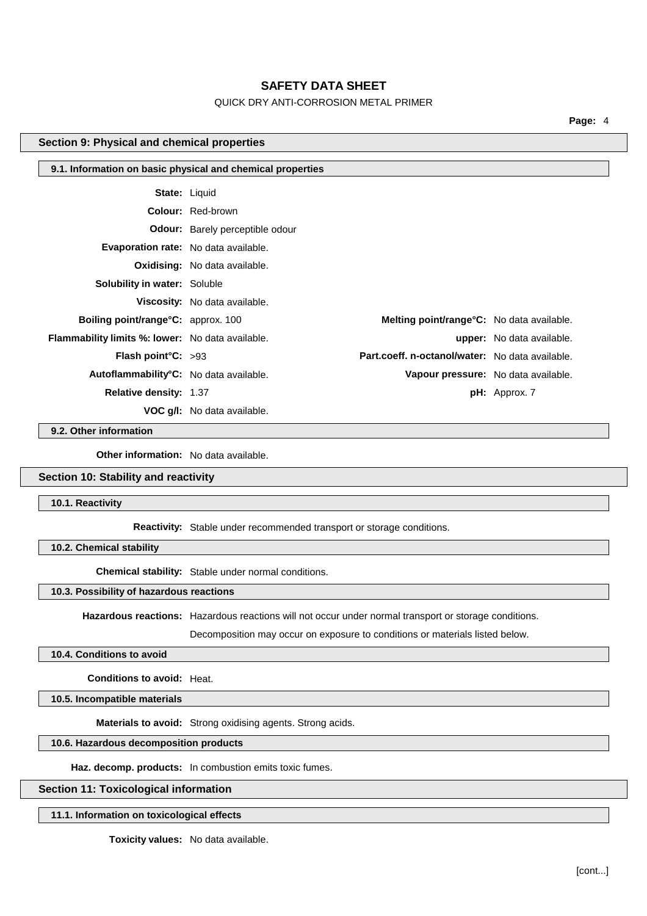## Section 9: Physical and chemical properties

### 9.1. Information on basic physical and chemical properties

**State:** Liquid

**Colour:** Red-brown

**Odour:** Barely perceptible odour

**Evaporation rate:** No data available.

**Oxidising:** No data available.

**Solubility in water:** Soluble

**Viscosity:** No data available.

**Boiling point/range°C:** approx. 100

**Melting point/range°C:** No data available.

**Flammability limits %: lower:** No data available.

**upper:** No data available.

**Flash point°C:** >93

**Part.coeff. n-octanol/water:** No data available.

**Autoflammability°C:** No data available.

**Vapour pressure:** No data available.

**Relative density:** 1.37

**pH:** Approx. 7

**VOC g/l:** No data available.

### 9.2. Other information

**Other information:** No data available.

## Section 10: Stability and reactivity

### 10.1. Reactivity

**Reactivity:** Stable under recommended transport or storage conditions.

### 10.2. Chemical stability

**Chemical stability:** Stable under normal conditions.

### 10.3. Possibility of hazardous reactions

**Hazardous reactions:** Hazardous reactions will not occur under normal transport or storage conditions.

Decomposition may occur on exposure to conditions or materials listed below.

### 10.4. Conditions to avoid

**Conditions to avoid:** Heat.

### 10.5. Incompatible materials

**Materials to avoid:** Strong oxidising agents. Strong acids.

### 10.6. Hazardous decomposition products

**Haz. decomp. products:** In combustion emits toxic fumes.

## Section 11: Toxicological information

### 11.1. Information on toxicological effects

**Toxicity values:** No data available.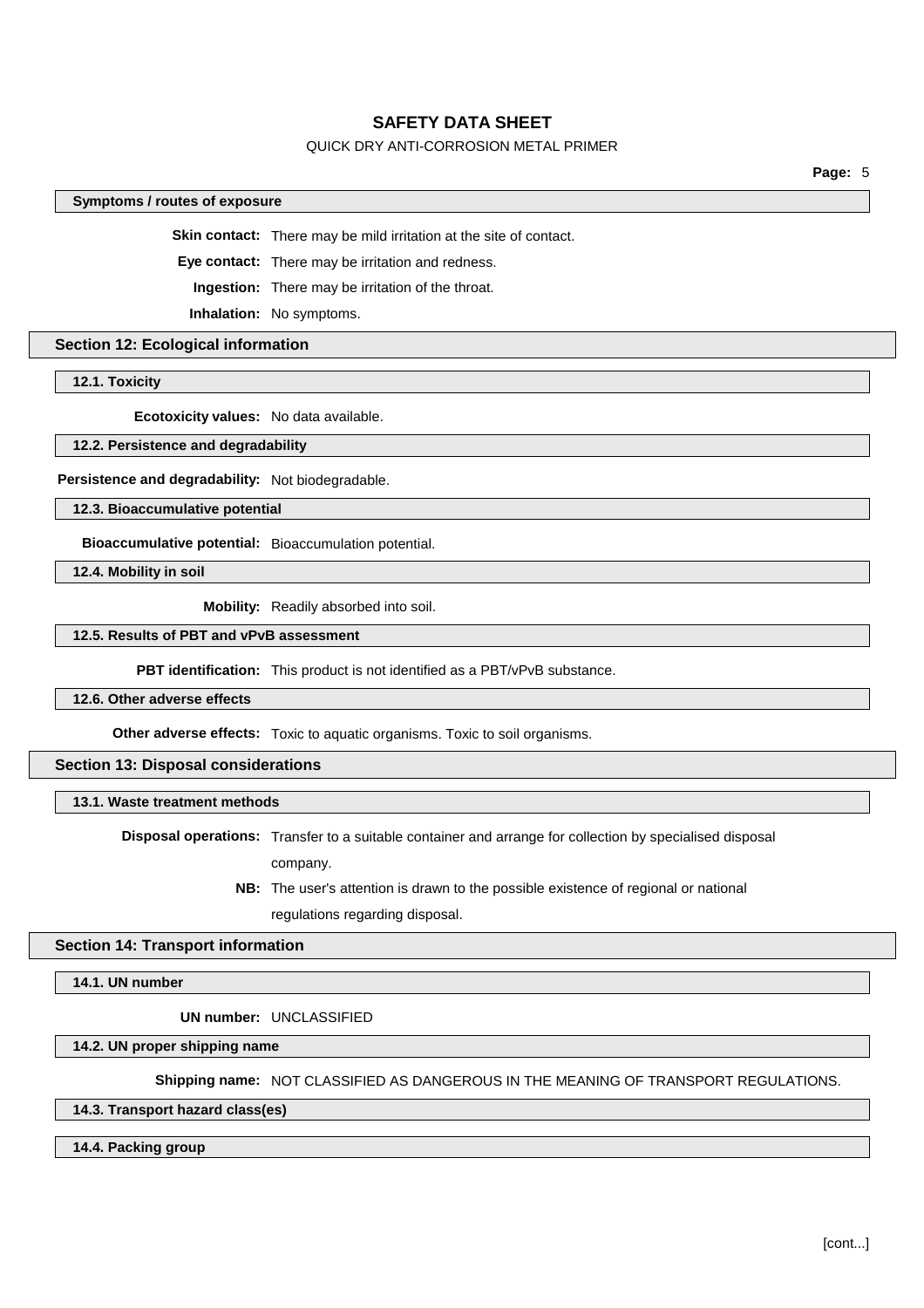### Symptoms / routes of exposure

**Skin contact:** There may be mild irritation at the site of contact.

**Eye contact:** There may be irritation and redness.

**Ingestion:** There may be irritation of the throat.

**Inhalation:** No symptoms.

## Section 12: Ecological information

### 12.1. Toxicity

**Ecotoxicity values:** No data available.

### 12.2. Persistence and degradability

**Persistence and degradability:** Not biodegradable.

### 12.3. Bioaccumulative potential

**Bioaccumulative potential:** Bioaccumulation potential.

### 12.4. Mobility in soil

**Mobility:** Readily absorbed into soil.

### 12.5. Results of PBT and vPvB assessment

**PBT identification:** This product is not identified as a PBT/vPvB substance.

### 12.6. Other adverse effects

**Other adverse effects:** Toxic to aquatic organisms. Toxic to soil organisms.

## Section 13: Disposal considerations

### 13.1. Waste treatment methods

**Disposal operations:** Transfer to a suitable container and arrange for collection by specialised disposal company.

**NB:** The user's attention is drawn to the possible existence of regional or national regulations regarding disposal.

## Section 14: Transport information

### 14.1. UN number

**UN number:** UNCLASSIFIED

### 14.2. UN proper shipping name

**Shipping name:** NOT CLASSIFIED AS DANGEROUS IN THE MEANING OF TRANSPORT REGULATIONS.

### 14.3. Transport hazard class(es)

### 14.4. Packing group

[cont...]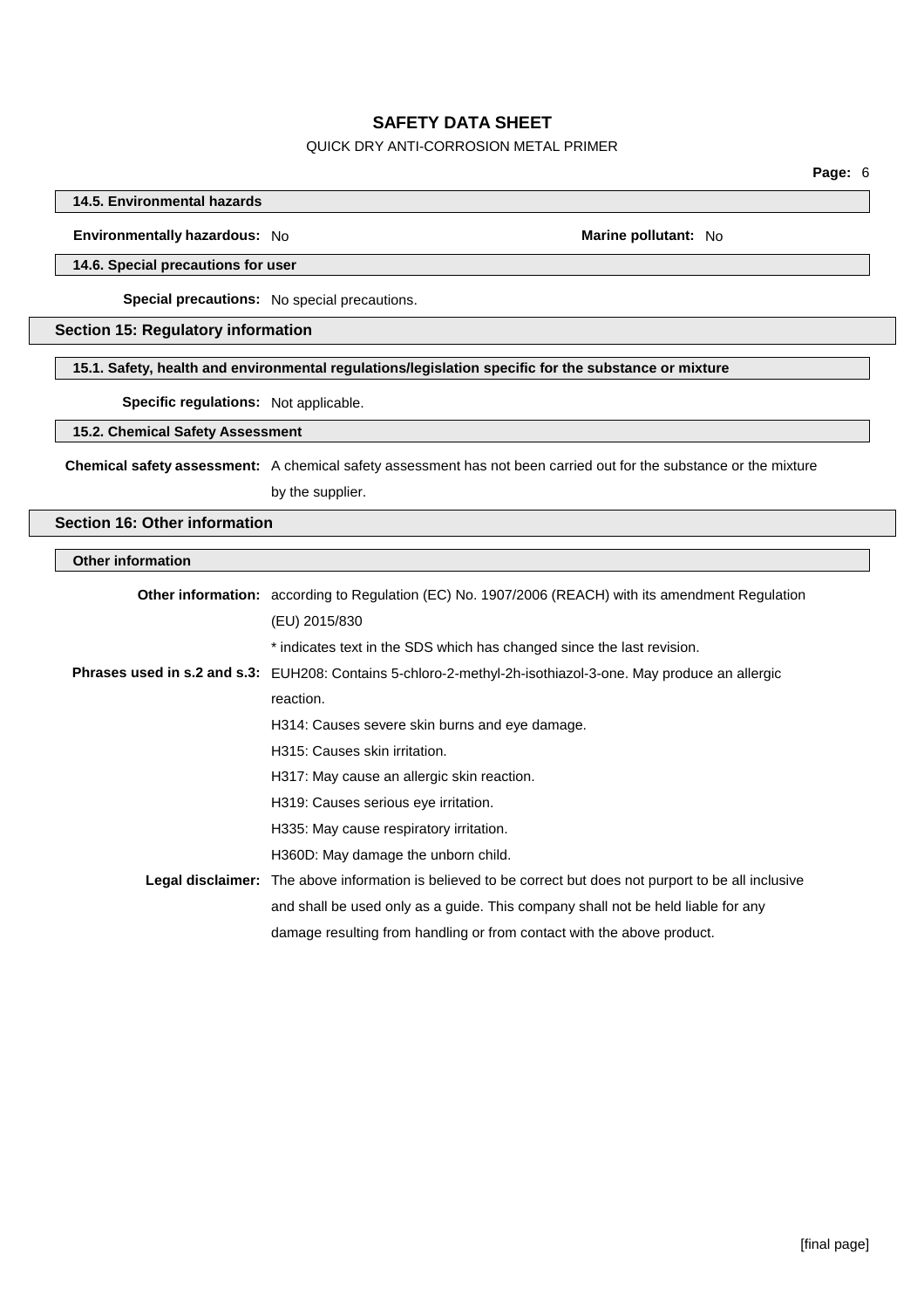#### 14.5. Environmental hazards

**Environmentally hazardous:** No **Marine pollutant:** No

#### 14.6. Special precautions for user

**Special precautions:** No special precautions.

## Section 15: Regulatory information

#### 15.1. Safety, health and environmental regulations/legislation specific for the substance or mixture

**Specific regulations:** Not applicable.

#### 15.2. Chemical Safety Assessment

**Chemical safety assessment:** A chemical safety assessment has not been carried out for the substance or the mixture by the supplier.

## Section 16: Other information

#### Other information

**Other information:** according to Regulation (EC) No. 1907/2006 (REACH) with its amendment Regulation (EU) 2015/830

* indicates text in the SDS which has changed since the last revision.

**Phrases used in s.2 and s.3:** EUH208: Contains 5-chloro-2-methyl-2h-isothiazol-3-one. May produce an allergic reaction.

H314: Causes severe skin burns and eye damage.

H315: Causes skin irritation.

H317: May cause an allergic skin reaction.

H319: Causes serious eye irritation.

H335: May cause respiratory irritation.

H360D: May damage the unborn child.

**Legal disclaimer:** The above information is believed to be correct but does not purport to be all inclusive and shall be used only as a guide. This company shall not be held liable for any damage resulting from handling or from contact with the above product.

[final page]